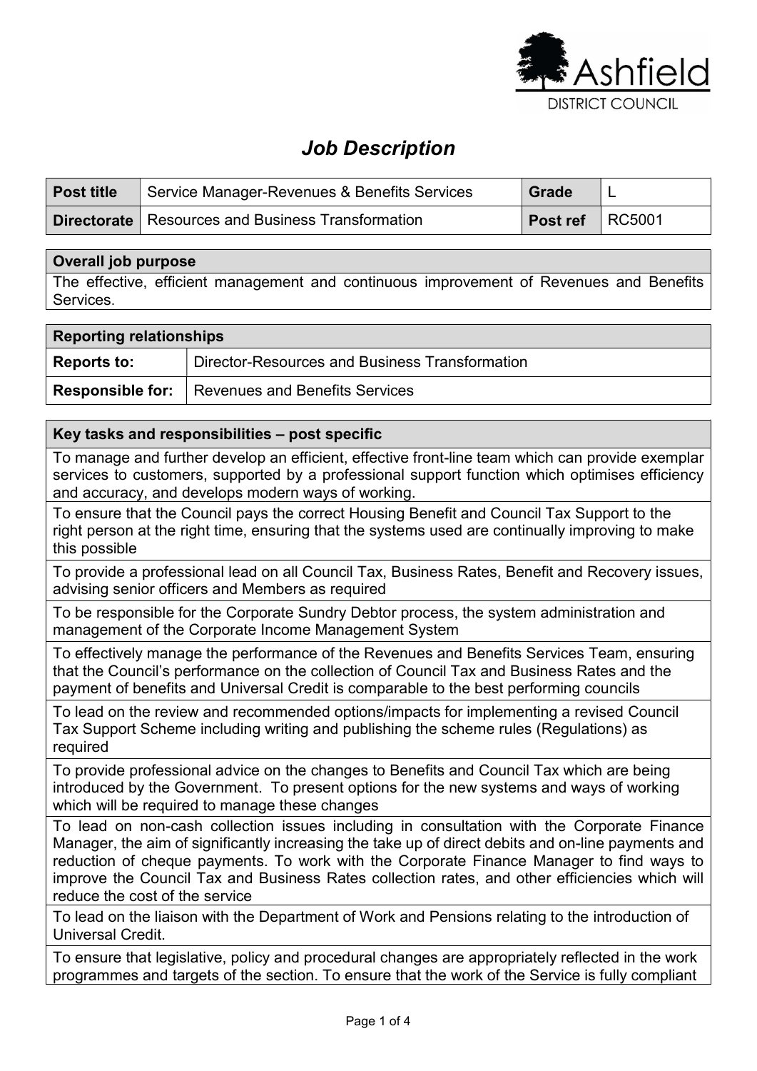# Job Description

| Post title | Service Manager-Revenues & Benefits Services | Grade | L |
|---|---|---|---|
| Directorate | Resources and Business Transformation | Post ref | RC5001 |

| Overall job purpose |
|---|
| The effective, efficient management and continuous improvement of Revenues and Benefits Services. |

| Reporting relationships | |
|---|---|
| Reports to: | Director-Resources and Business Transformation |
| Responsible for: | Revenues and Benefits Services |

| Key tasks and responsibilities – post specific |
|---|
| To manage and further develop an efficient, effective front-line team which can provide exemplar services to customers, supported by a professional support function which optimises efficiency and accuracy, and develops modern ways of working. |
| To ensure that the Council pays the correct Housing Benefit and Council Tax Support to the right person at the right time, ensuring that the systems used are continually improving to make this possible |
| To provide a professional lead on all Council Tax, Business Rates, Benefit and Recovery issues, advising senior officers and Members as required |
| To be responsible for the Corporate Sundry Debtor process, the system administration and management of the Corporate Income Management System |
| To effectively manage the performance of the Revenues and Benefits Services Team, ensuring that the Council's performance on the collection of Council Tax and Business Rates and the payment of benefits and Universal Credit is comparable to the best performing councils |
| To lead on the review and recommended options/impacts for implementing a revised Council Tax Support Scheme including writing and publishing the scheme rules (Regulations) as required |
| To provide professional advice on the changes to Benefits and Council Tax which are being introduced by the Government. To present options for the new systems and ways of working which will be required to manage these changes |
| To lead on non-cash collection issues including in consultation with the Corporate Finance Manager, the aim of significantly increasing the take up of direct debits and on-line payments and reduction of cheque payments. To work with the Corporate Finance Manager to find ways to improve the Council Tax and Business Rates collection rates, and other efficiencies which will reduce the cost of the service |
| To lead on the liaison with the Department of Work and Pensions relating to the introduction of Universal Credit. |
| To ensure that legislative, policy and procedural changes are appropriately reflected in the work programmes and targets of the section. To ensure that the work of the Service is fully compliant |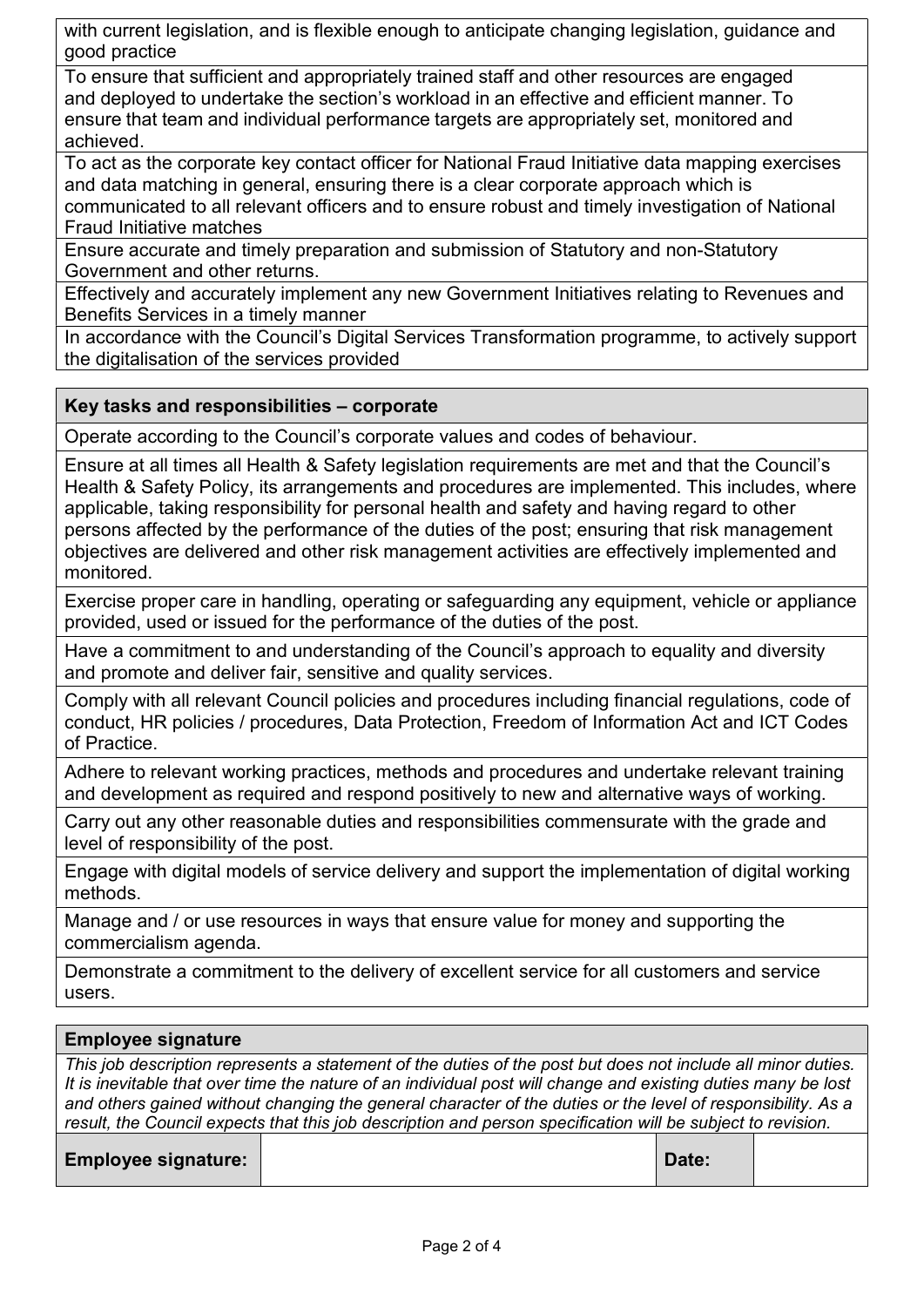with current legislation, and is flexible enough to anticipate changing legislation, guidance and good practice

To ensure that sufficient and appropriately trained staff and other resources are engaged and deployed to undertake the section's workload in an effective and efficient manner. To ensure that team and individual performance targets are appropriately set, monitored and achieved.

To act as the corporate key contact officer for National Fraud Initiative data mapping exercises and data matching in general, ensuring there is a clear corporate approach which is communicated to all relevant officers and to ensure robust and timely investigation of National Fraud Initiative matches

Ensure accurate and timely preparation and submission of Statutory and non-Statutory Government and other returns.

Effectively and accurately implement any new Government Initiatives relating to Revenues and Benefits Services in a timely manner

In accordance with the Council's Digital Services Transformation programme, to actively support the digitalisation of the services provided

## Key tasks and responsibilities – corporate

Operate according to the Council's corporate values and codes of behaviour.

Ensure at all times all Health & Safety legislation requirements are met and that the Council's Health & Safety Policy, its arrangements and procedures are implemented. This includes, where applicable, taking responsibility for personal health and safety and having regard to other persons affected by the performance of the duties of the post; ensuring that risk management objectives are delivered and other risk management activities are effectively implemented and monitored.

Exercise proper care in handling, operating or safeguarding any equipment, vehicle or appliance provided, used or issued for the performance of the duties of the post.

Have a commitment to and understanding of the Council's approach to equality and diversity and promote and deliver fair, sensitive and quality services.

Comply with all relevant Council policies and procedures including financial regulations, code of conduct, HR policies / procedures, Data Protection, Freedom of Information Act and ICT Codes of Practice.

Adhere to relevant working practices, methods and procedures and undertake relevant training and development as required and respond positively to new and alternative ways of working.

Carry out any other reasonable duties and responsibilities commensurate with the grade and level of responsibility of the post.

Engage with digital models of service delivery and support the implementation of digital working methods.

Manage and / or use resources in ways that ensure value for money and supporting the commercialism agenda.

Demonstrate a commitment to the delivery of excellent service for all customers and service users.

## Employee signature

*This job description represents a statement of the duties of the post but does not include all minor duties. It is inevitable that over time the nature of an individual post will change and existing duties many be lost and others gained without changing the general character of the duties or the level of responsibility. As a result, the Council expects that this job description and person specification will be subject to revision.*

| Employee signature: | | Date: | |
|---|---|---|---|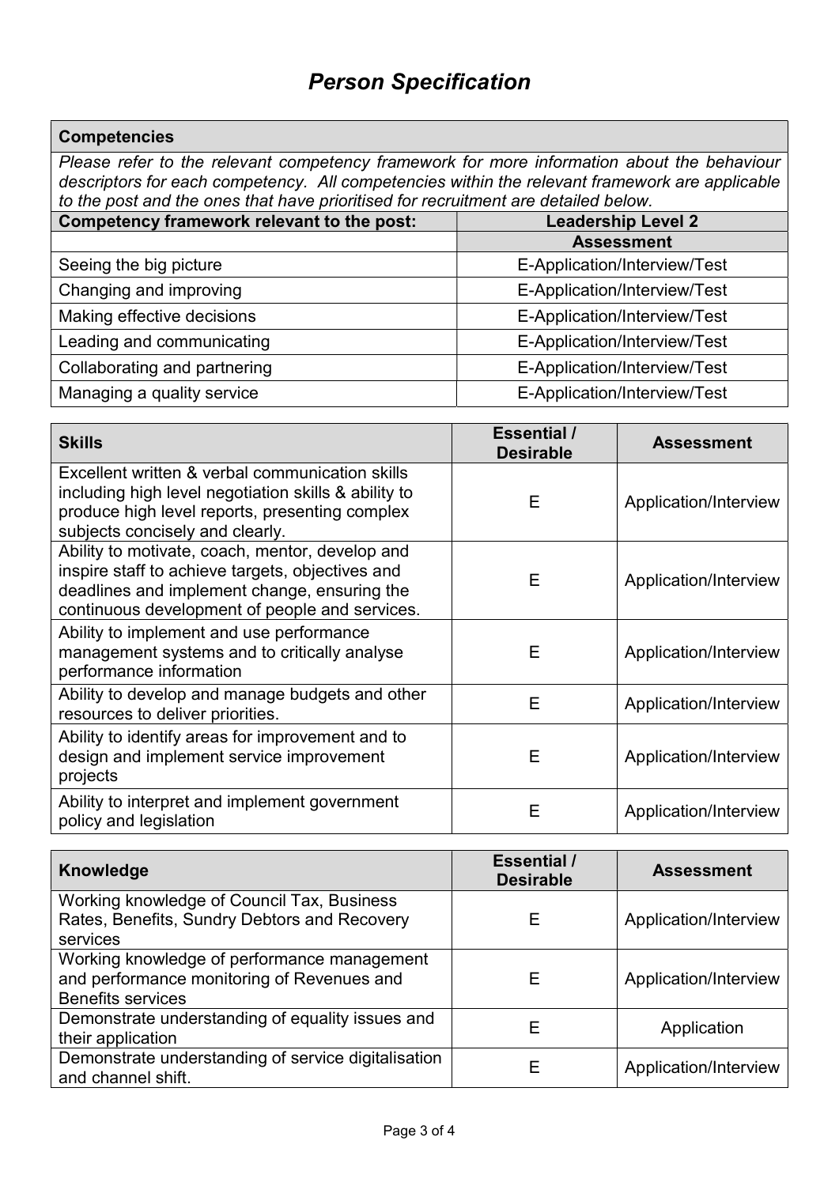# *Person Specification*

| **Competencies** | |
|---|---|
| *Please refer to the relevant competency framework for more information about the behaviour descriptors for each competency. All competencies within the relevant framework are applicable to the post and the ones that have prioritised for recruitment are detailed below.* | |
| **Competency framework relevant to the post:** | **Leadership Level 2** |
| | **Assessment** |
| Seeing the big picture | E-Application/Interview/Test |
| Changing and improving | E-Application/Interview/Test |
| Making effective decisions | E-Application/Interview/Test |
| Leading and communicating | E-Application/Interview/Test |
| Collaborating and partnering | E-Application/Interview/Test |
| Managing a quality service | E-Application/Interview/Test |

| **Skills** | **Essential / Desirable** | **Assessment** |
|---|---|---|
| Excellent written & verbal communication skills including high level negotiation skills & ability to produce high level reports, presenting complex subjects concisely and clearly. | E | Application/Interview |
| Ability to motivate, coach, mentor, develop and inspire staff to achieve targets, objectives and deadlines and implement change, ensuring the continuous development of people and services. | E | Application/Interview |
| Ability to implement and use performance management systems and to critically analyse performance information | E | Application/Interview |
| Ability to develop and manage budgets and other resources to deliver priorities. | E | Application/Interview |
| Ability to identify areas for improvement and to design and implement service improvement projects | E | Application/Interview |
| Ability to interpret and implement government policy and legislation | E | Application/Interview |

| **Knowledge** | **Essential / Desirable** | **Assessment** |
|---|---|---|
| Working knowledge of Council Tax, Business Rates, Benefits, Sundry Debtors and Recovery services | E | Application/Interview |
| Working knowledge of performance management and performance monitoring of Revenues and Benefits services | E | Application/Interview |
| Demonstrate understanding of equality issues and their application | E | Application |
| Demonstrate understanding of service digitalisation and channel shift. | E | Application/Interview |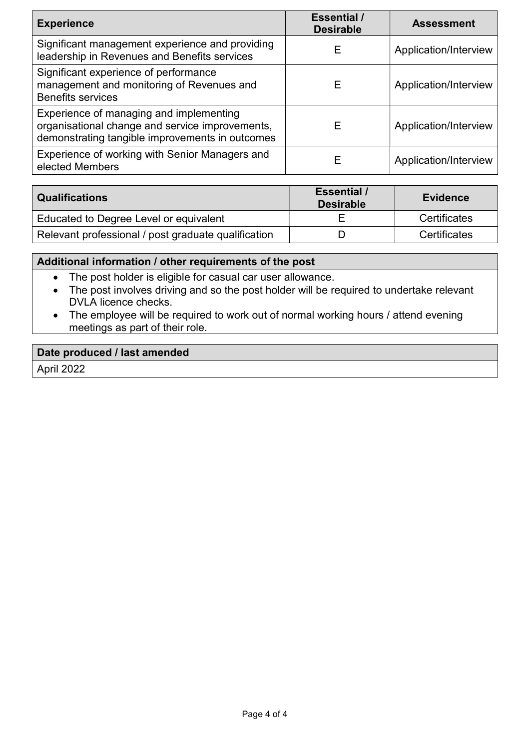| Experience | Essential / Desirable | Assessment |
|---|---|---|
| Significant management experience and providing leadership in Revenues and Benefits services | E | Application/Interview |
| Significant experience of performance management and monitoring of Revenues and Benefits services | E | Application/Interview |
| Experience of managing and implementing organisational change and service improvements, demonstrating tangible improvements in outcomes | E | Application/Interview |
| Experience of working with Senior Managers and elected Members | E | Application/Interview |

| Qualifications | Essential / Desirable | Evidence |
|---|---|---|
| Educated to Degree Level or equivalent | E | Certificates |
| Relevant professional / post graduate qualification | D | Certificates |

**Additional information / other requirements of the post**

- The post holder is eligible for casual car user allowance.
- The post involves driving and so the post holder will be required to undertake relevant DVLA licence checks.
- The employee will be required to work out of normal working hours / attend evening meetings as part of their role.

**Date produced / last amended**

April 2022